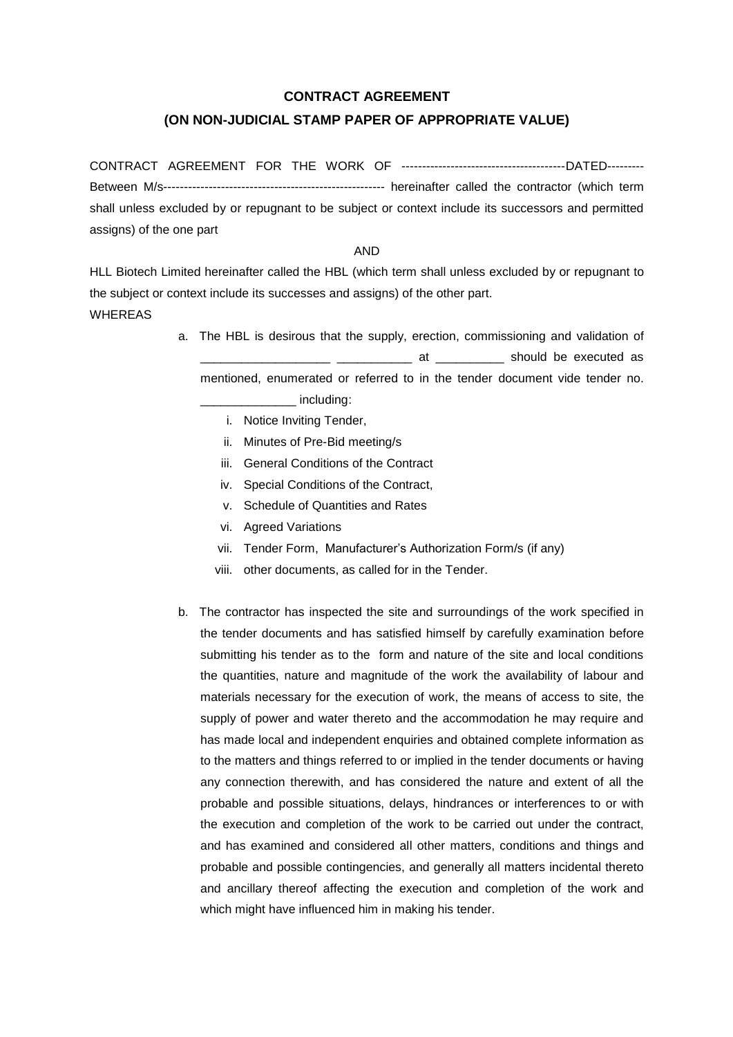**CONTRACT AGREEMENT**

**(ON NON-JUDICIAL STAMP PAPER OF APPROPRIATE VALUE)**

CONTRACT AGREEMENT FOR THE WORK OF ----------------------------------------DATED--------- Between M/s------------------------------------------------------ hereinafter called the contractor (which term shall unless excluded by or repugnant to be subject or context include its successors and permitted assigns) of the one part

AND

HLL Biotech Limited hereinafter called the HBL (which term shall unless excluded by or repugnant to the subject or context include its successes and assigns) of the other part.

WHEREAS

a. The HBL is desirous that the supply, erection, commissioning and validation of ___________________ ___________ at __________ should be executed as mentioned, enumerated or referred to in the tender document vide tender no. ______________ including:

    i. Notice Inviting Tender,
    ii. Minutes of Pre-Bid meeting/s
    iii. General Conditions of the Contract
    iv. Special Conditions of the Contract,
    v. Schedule of Quantities and Rates
    vi. Agreed Variations
    vii. Tender Form, Manufacturer's Authorization Form/s (if any)
    viii. other documents, as called for in the Tender.

b. The contractor has inspected the site and surroundings of the work specified in the tender documents and has satisfied himself by carefully examination before submitting his tender as to the form and nature of the site and local conditions the quantities, nature and magnitude of the work the availability of labour and materials necessary for the execution of work, the means of access to site, the supply of power and water thereto and the accommodation he may require and has made local and independent enquiries and obtained complete information as to the matters and things referred to or implied in the tender documents or having any connection therewith, and has considered the nature and extent of all the probable and possible situations, delays, hindrances or interferences to or with the execution and completion of the work to be carried out under the contract, and has examined and considered all other matters, conditions and things and probable and possible contingencies, and generally all matters incidental thereto and ancillary thereof affecting the execution and completion of the work and which might have influenced him in making his tender.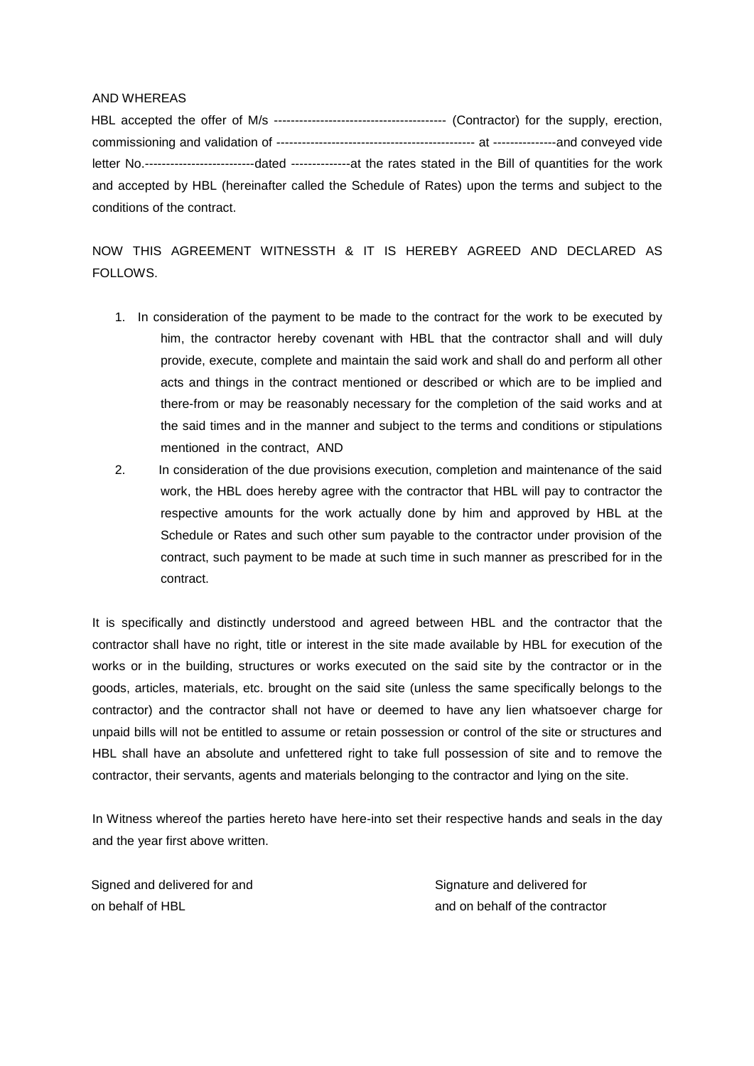AND WHEREAS

HBL accepted the offer of M/s ---------------------------------------- (Contractor) for the supply, erection, commissioning and validation of ----------------------------------------------- at ---------------and conveyed vide letter No.--------------------------dated --------------at the rates stated in the Bill of quantities for the work and accepted by HBL (hereinafter called the Schedule of Rates) upon the terms and subject to the conditions of the contract.

NOW THIS AGREEMENT WITNESSTH & IT IS HEREBY AGREED AND DECLARED AS FOLLOWS.

1. In consideration of the payment to be made to the contract for the work to be executed by him, the contractor hereby covenant with HBL that the contractor shall and will duly provide, execute, complete and maintain the said work and shall do and perform all other acts and things in the contract mentioned or described or which are to be implied and there-from or may be reasonably necessary for the completion of the said works and at the said times and in the manner and subject to the terms and conditions or stipulations mentioned in the contract, AND
2. In consideration of the due provisions execution, completion and maintenance of the said work, the HBL does hereby agree with the contractor that HBL will pay to contractor the respective amounts for the work actually done by him and approved by HBL at the Schedule or Rates and such other sum payable to the contractor under provision of the contract, such payment to be made at such time in such manner as prescribed for in the contract.

It is specifically and distinctly understood and agreed between HBL and the contractor that the contractor shall have no right, title or interest in the site made available by HBL for execution of the works or in the building, structures or works executed on the said site by the contractor or in the goods, articles, materials, etc. brought on the said site (unless the same specifically belongs to the contractor) and the contractor shall not have or deemed to have any lien whatsoever charge for unpaid bills will not be entitled to assume or retain possession or control of the site or structures and HBL shall have an absolute and unfettered right to take full possession of site and to remove the contractor, their servants, agents and materials belonging to the contractor and lying on the site.

In Witness whereof the parties hereto have here-into set their respective hands and seals in the day and the year first above written.

Signed and delivered for and on behalf of HBL

Signature and delivered for and on behalf of the contractor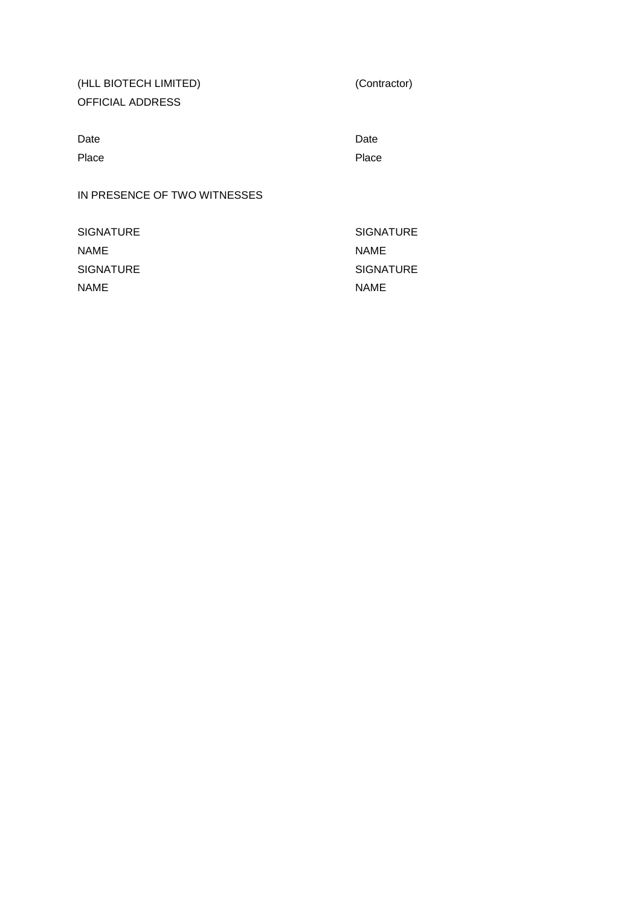| | |
|---|---|
| (HLL BIOTECH LIMITED) | (Contractor) |
| OFFICIAL ADDRESS | |
| | |
| Date | Date |
| Place | Place |

IN PRESENCE OF TWO WITNESSES

| | |
|---|---|
| SIGNATURE | SIGNATURE |
| NAME | NAME |
| SIGNATURE | SIGNATURE |
| NAME | NAME |